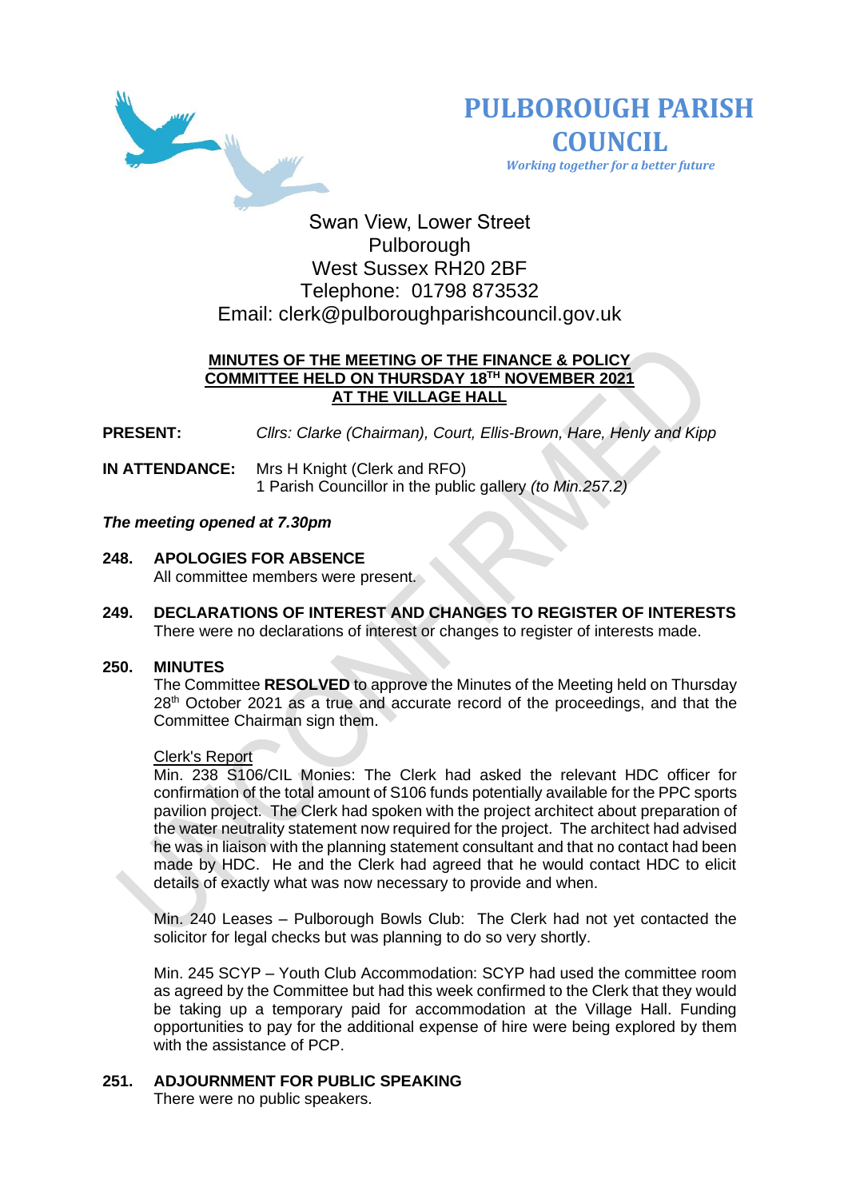# PULBOROUGH PARISH COUNCIL

*Working together for a better future*

Swan View, Lower Street
Pulborough
West Sussex RH20 2BF
Telephone: 01798 873532
Email: clerk@pulboroughparishcouncil.gov.uk

**MINUTES OF THE MEETING OF THE FINANCE & POLICY COMMITTEE HELD ON THURSDAY 18TH NOVEMBER 2021 AT THE VILLAGE HALL**

**PRESENT:** *Cllrs: Clarke (Chairman), Court, Ellis-Brown, Hare, Henly and Kipp*

**IN ATTENDANCE:** Mrs H Knight (Clerk and RFO)
1 Parish Councillor in the public gallery *(to Min.257.2)*

***The meeting opened at 7.30pm***

**248. APOLOGIES FOR ABSENCE**
All committee members were present.

**249. DECLARATIONS OF INTEREST AND CHANGES TO REGISTER OF INTERESTS**
There were no declarations of interest or changes to register of interests made.

**250. MINUTES**
The Committee **RESOLVED** to approve the Minutes of the Meeting held on Thursday 28th October 2021 as a true and accurate record of the proceedings, and that the Committee Chairman sign them.

Clerk's Report

Min. 238 S106/CIL Monies: The Clerk had asked the relevant HDC officer for confirmation of the total amount of S106 funds potentially available for the PPC sports pavilion project. The Clerk had spoken with the project architect about preparation of the water neutrality statement now required for the project. The architect had advised he was in liaison with the planning statement consultant and that no contact had been made by HDC. He and the Clerk had agreed that he would contact HDC to elicit details of exactly what was now necessary to provide and when.

Min. 240 Leases – Pulborough Bowls Club: The Clerk had not yet contacted the solicitor for legal checks but was planning to do so very shortly.

Min. 245 SCYP – Youth Club Accommodation: SCYP had used the committee room as agreed by the Committee but had this week confirmed to the Clerk that they would be taking up a temporary paid for accommodation at the Village Hall. Funding opportunities to pay for the additional expense of hire were being explored by them with the assistance of PCP.

**251. ADJOURNMENT FOR PUBLIC SPEAKING**
There were no public speakers.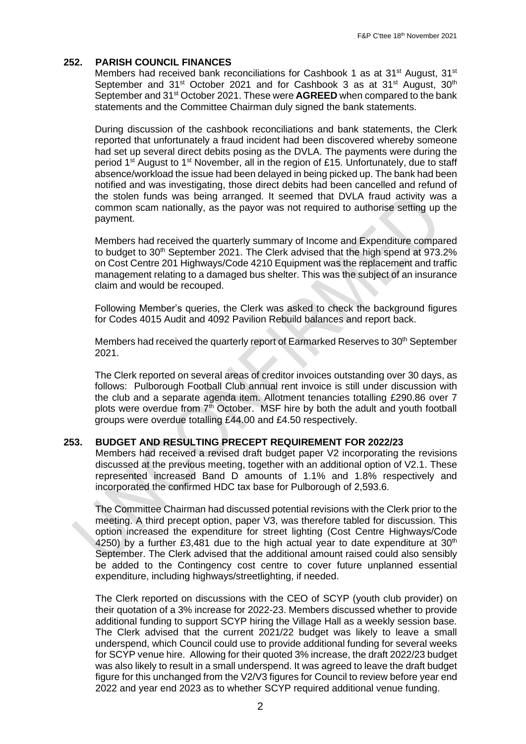## 252. PARISH COUNCIL FINANCES

Members had received bank reconciliations for Cashbook 1 as at 31st August, 31st September and 31st October 2021 and for Cashbook 3 as at 31st August, 30th September and 31st October 2021. These were **AGREED** when compared to the bank statements and the Committee Chairman duly signed the bank statements.

During discussion of the cashbook reconciliations and bank statements, the Clerk reported that unfortunately a fraud incident had been discovered whereby someone had set up several direct debits posing as the DVLA. The payments were during the period 1st August to 1st November, all in the region of £15. Unfortunately, due to staff absence/workload the issue had been delayed in being picked up. The bank had been notified and was investigating, those direct debits had been cancelled and refund of the stolen funds was being arranged. It seemed that DVLA fraud activity was a common scam nationally, as the payor was not required to authorise setting up the payment.

Members had received the quarterly summary of Income and Expenditure compared to budget to 30th September 2021. The Clerk advised that the high spend at 973.2% on Cost Centre 201 Highways/Code 4210 Equipment was the replacement and traffic management relating to a damaged bus shelter. This was the subject of an insurance claim and would be recouped.

Following Member's queries, the Clerk was asked to check the background figures for Codes 4015 Audit and 4092 Pavilion Rebuild balances and report back.

Members had received the quarterly report of Earmarked Reserves to 30th September 2021.

The Clerk reported on several areas of creditor invoices outstanding over 30 days, as follows: Pulborough Football Club annual rent invoice is still under discussion with the club and a separate agenda item. Allotment tenancies totalling £290.86 over 7 plots were overdue from 7th October. MSF hire by both the adult and youth football groups were overdue totalling £44.00 and £4.50 respectively.

## 253. BUDGET AND RESULTING PRECEPT REQUIREMENT FOR 2022/23

Members had received a revised draft budget paper V2 incorporating the revisions discussed at the previous meeting, together with an additional option of V2.1. These represented increased Band D amounts of 1.1% and 1.8% respectively and incorporated the confirmed HDC tax base for Pulborough of 2,593.6.

The Committee Chairman had discussed potential revisions with the Clerk prior to the meeting. A third precept option, paper V3, was therefore tabled for discussion. This option increased the expenditure for street lighting (Cost Centre Highways/Code 4250) by a further £3,481 due to the high actual year to date expenditure at 30th September. The Clerk advised that the additional amount raised could also sensibly be added to the Contingency cost centre to cover future unplanned essential expenditure, including highways/streetlighting, if needed.

The Clerk reported on discussions with the CEO of SCYP (youth club provider) on their quotation of a 3% increase for 2022-23. Members discussed whether to provide additional funding to support SCYP hiring the Village Hall as a weekly session base. The Clerk advised that the current 2021/22 budget was likely to leave a small underspend, which Council could use to provide additional funding for several weeks for SCYP venue hire. Allowing for their quoted 3% increase, the draft 2022/23 budget was also likely to result in a small underspend. It was agreed to leave the draft budget figure for this unchanged from the V2/V3 figures for Council to review before year end 2022 and year end 2023 as to whether SCYP required additional venue funding.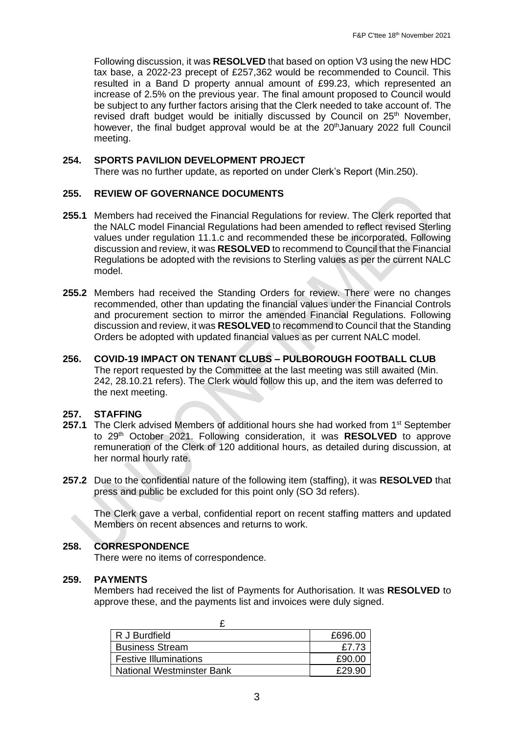Following discussion, it was **RESOLVED** that based on option V3 using the new HDC tax base, a 2022-23 precept of £257,362 would be recommended to Council. This resulted in a Band D property annual amount of £99.23, which represented an increase of 2.5% on the previous year. The final amount proposed to Council would be subject to any further factors arising that the Clerk needed to take account of. The revised draft budget would be initially discussed by Council on 25th November, however, the final budget approval would be at the 20th January 2022 full Council meeting.

### 254. SPORTS PAVILION DEVELOPMENT PROJECT

There was no further update, as reported on under Clerk's Report (Min.250).

### 255. REVIEW OF GOVERNANCE DOCUMENTS

**255.1** Members had received the Financial Regulations for review. The Clerk reported that the NALC model Financial Regulations had been amended to reflect revised Sterling values under regulation 11.1.c and recommended these be incorporated. Following discussion and review, it was **RESOLVED** to recommend to Council that the Financial Regulations be adopted with the revisions to Sterling values as per the current NALC model.

**255.2** Members had received the Standing Orders for review. There were no changes recommended, other than updating the financial values under the Financial Controls and procurement section to mirror the amended Financial Regulations. Following discussion and review, it was **RESOLVED** to recommend to Council that the Standing Orders be adopted with updated financial values as per current NALC model.

### 256. COVID-19 IMPACT ON TENANT CLUBS – PULBOROUGH FOOTBALL CLUB

The report requested by the Committee at the last meeting was still awaited (Min. 242, 28.10.21 refers). The Clerk would follow this up, and the item was deferred to the next meeting.

### 257. STAFFING

**257.1** The Clerk advised Members of additional hours she had worked from 1st September to 29th October 2021. Following consideration, it was **RESOLVED** to approve remuneration of the Clerk of 120 additional hours, as detailed during discussion, at her normal hourly rate.

**257.2** Due to the confidential nature of the following item (staffing), it was **RESOLVED** that press and public be excluded for this point only (SO 3d refers).

The Clerk gave a verbal, confidential report on recent staffing matters and updated Members on recent absences and returns to work.

### 258. CORRESPONDENCE

There were no items of correspondence.

### 259. PAYMENTS

Members had received the list of Payments for Authorisation. It was **RESOLVED** to approve these, and the payments list and invoices were duly signed.

| £ | |
|---|---|
| R J Burdfield | £696.00 |
| Business Stream | £7.73 |
| Festive Illuminations | £90.00 |
| National Westminster Bank | £29.90 |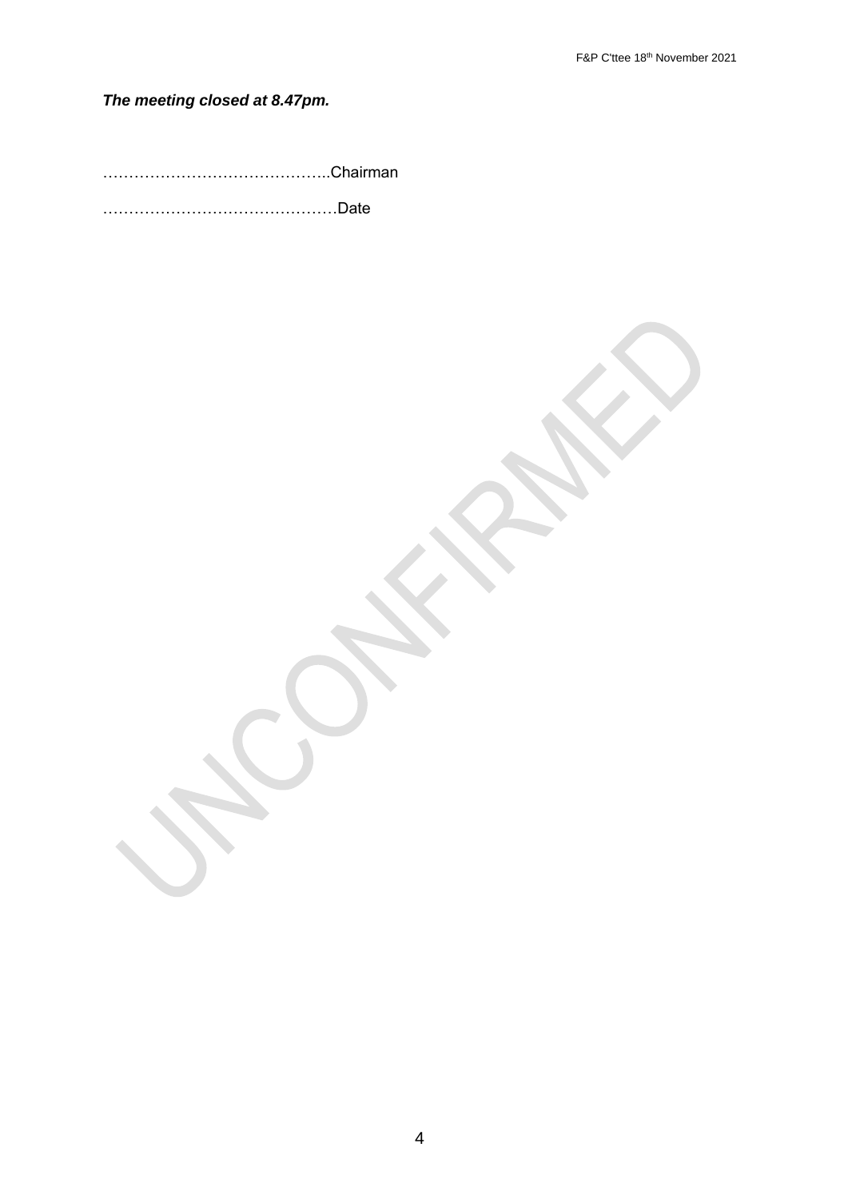***The meeting closed at 8.47pm.***

……………………………………..Chairman

………………………………………Date

UNCONFIRMED